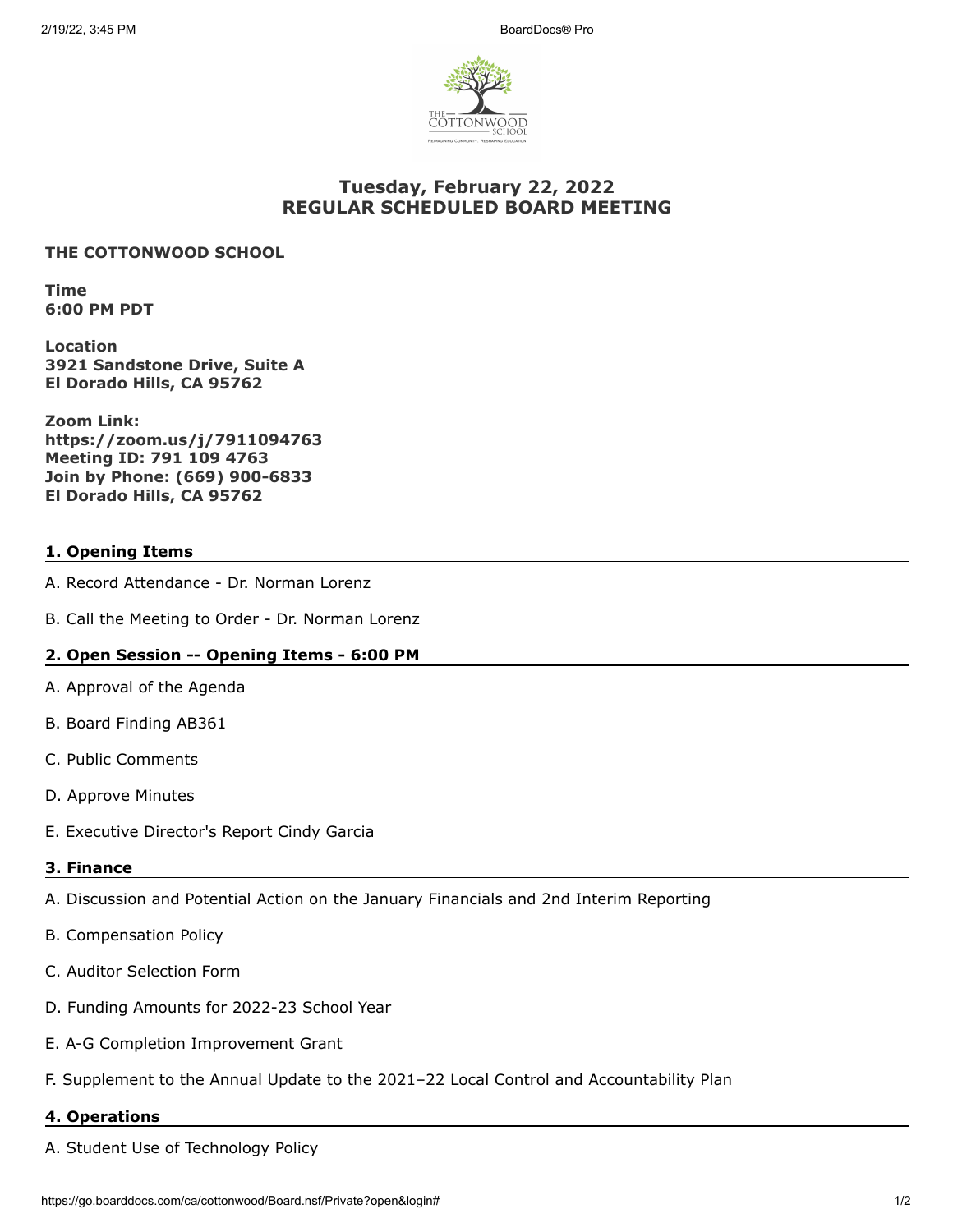# Tuesday, February 22, 2022
# REGULAR SCHEDULED BOARD MEETING

**THE COTTONWOOD SCHOOL**

**Time**
**6:00 PM PDT**

**Location**
**3921 Sandstone Drive, Suite A**
**El Dorado Hills, CA 95762**

**Zoom Link:**
**https://zoom.us/j/7911094763**
**Meeting ID: 791 109 4763**
**Join by Phone: (669) 900-6833**
**El Dorado Hills, CA 95762**

## 1. Opening Items

A. Record Attendance - Dr. Norman Lorenz

B. Call the Meeting to Order - Dr. Norman Lorenz

## 2. Open Session -- Opening Items - 6:00 PM

A. Approval of the Agenda

B. Board Finding AB361

C. Public Comments

D. Approve Minutes

E. Executive Director's Report Cindy Garcia

## 3. Finance

A. Discussion and Potential Action on the January Financials and 2nd Interim Reporting

B. Compensation Policy

C. Auditor Selection Form

D. Funding Amounts for 2022-23 School Year

E. A-G Completion Improvement Grant

F. Supplement to the Annual Update to the 2021–22 Local Control and Accountability Plan

## 4. Operations

A. Student Use of Technology Policy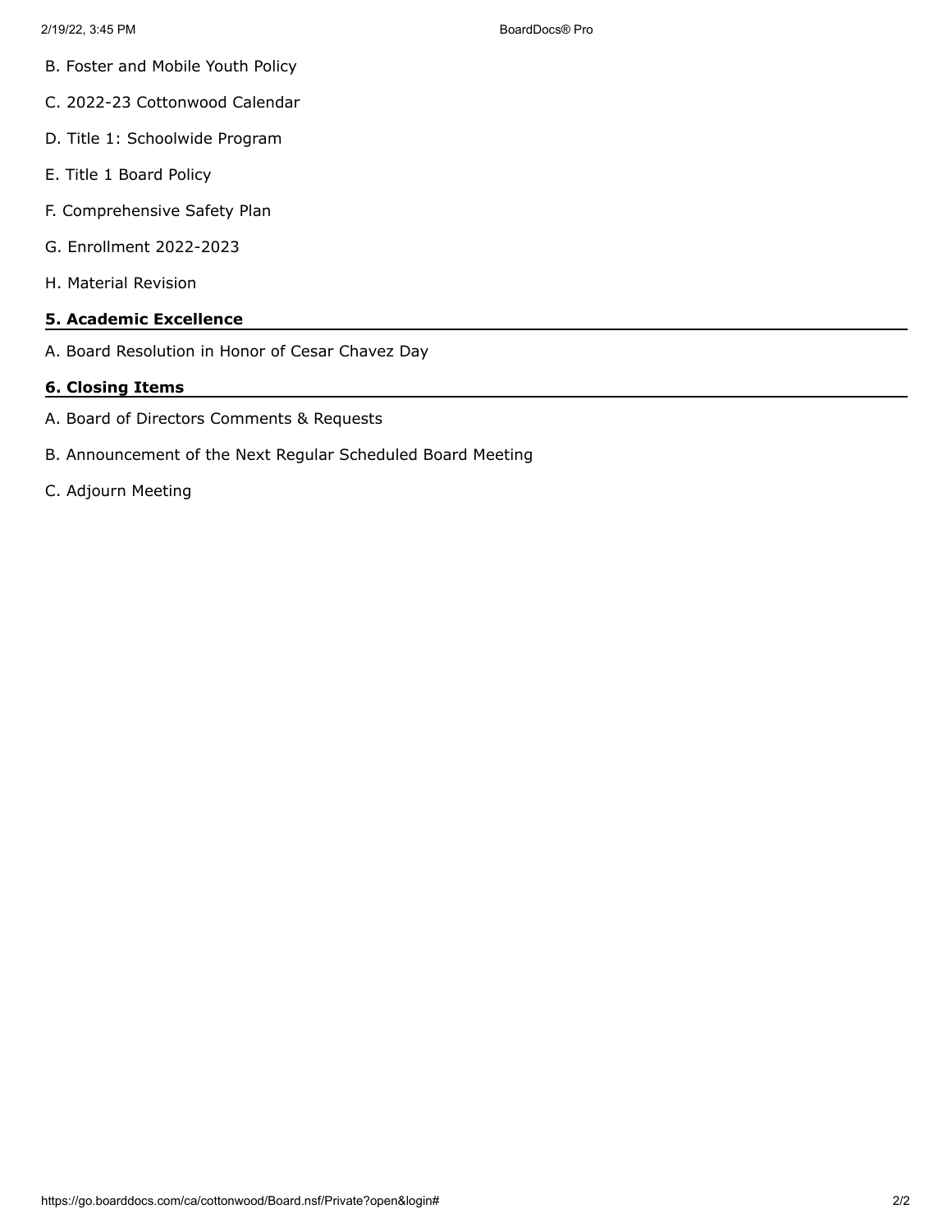B. Foster and Mobile Youth Policy

C. 2022-23 Cottonwood Calendar

D. Title 1: Schoolwide Program

E. Title 1 Board Policy

F. Comprehensive Safety Plan

G. Enrollment 2022-2023

H. Material Revision

## 5. Academic Excellence

A. Board Resolution in Honor of Cesar Chavez Day

## 6. Closing Items

A. Board of Directors Comments & Requests

B. Announcement of the Next Regular Scheduled Board Meeting

C. Adjourn Meeting